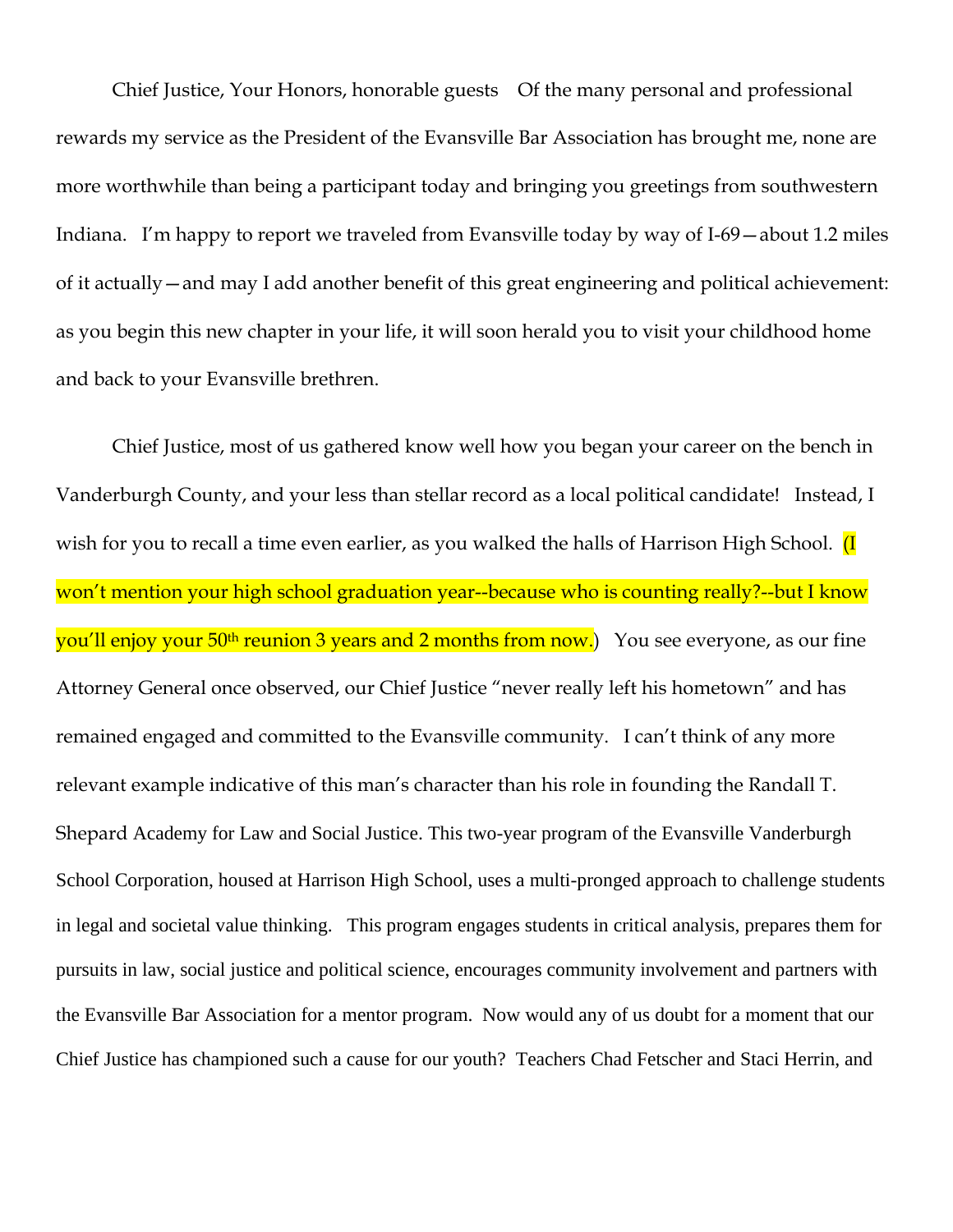Chief Justice, Your Honors, honorable guests   Of the many personal and professional rewards my service as the President of the Evansville Bar Association has brought me, none are more worthwhile than being a participant today and bringing you greetings from southwestern Indiana.   I'm happy to report we traveled from Evansville today by way of I-69—about 1.2 miles of it actually—and may I add another benefit of this great engineering and political achievement: as you begin this new chapter in your life, it will soon herald you to visit your childhood home and back to your Evansville brethren.

Chief Justice, most of us gathered know well how you began your career on the bench in Vanderburgh County, and your less than stellar record as a local political candidate!   Instead, I wish for you to recall a time even earlier, as you walked the halls of Harrison High School.  (I won't mention your high school graduation year--because who is counting really?--but I know you'll enjoy your 50th reunion 3 years and 2 months from now.)   You see everyone, as our fine Attorney General once observed, our Chief Justice "never really left his hometown" and has remained engaged and committed to the Evansville community.   I can't think of any more relevant example indicative of this man's character than his role in founding the Randall T. Shepard Academy for Law and Social Justice. This two-year program of the Evansville Vanderburgh School Corporation, housed at Harrison High School, uses a multi-pronged approach to challenge students in legal and societal value thinking.   This program engages students in critical analysis, prepares them for pursuits in law, social justice and political science, encourages community involvement and partners with the Evansville Bar Association for a mentor program.  Now would any of us doubt for a moment that our Chief Justice has championed such a cause for our youth?  Teachers Chad Fetscher and Staci Herrin, and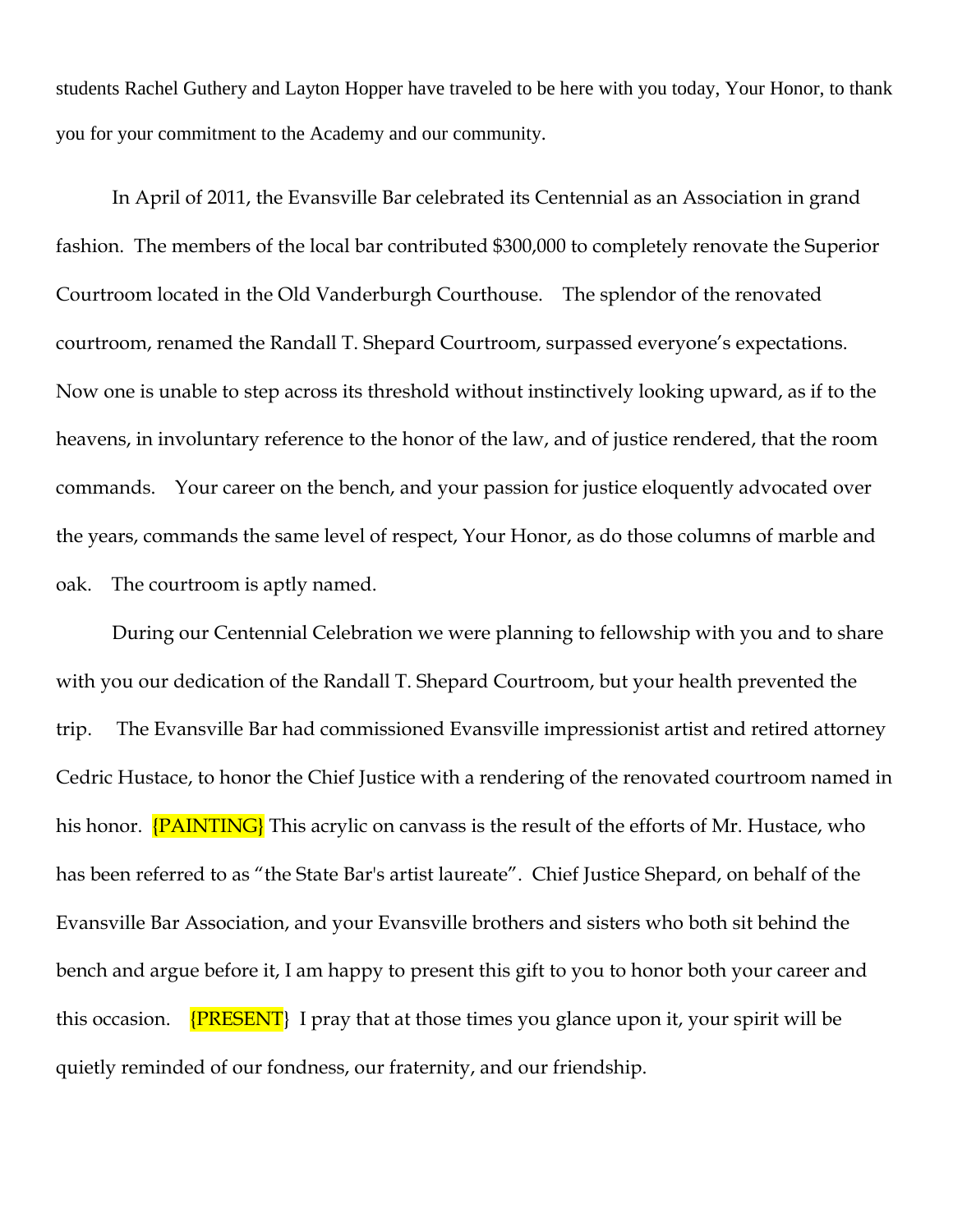students Rachel Guthery and Layton Hopper have traveled to be here with you today, Your Honor, to thank you for your commitment to the Academy and our community.

In April of 2011, the Evansville Bar celebrated its Centennial as an Association in grand fashion. The members of the local bar contributed $300,000 to completely renovate the Superior Courtroom located in the Old Vanderburgh Courthouse. The splendor of the renovated courtroom, renamed the Randall T. Shepard Courtroom, surpassed everyone's expectations. Now one is unable to step across its threshold without instinctively looking upward, as if to the heavens, in involuntary reference to the honor of the law, and of justice rendered, that the room commands. Your career on the bench, and your passion for justice eloquently advocated over the years, commands the same level of respect, Your Honor, as do those columns of marble and oak. The courtroom is aptly named.

During our Centennial Celebration we were planning to fellowship with you and to share with you our dedication of the Randall T. Shepard Courtroom, but your health prevented the trip. The Evansville Bar had commissioned Evansville impressionist artist and retired attorney Cedric Hustace, to honor the Chief Justice with a rendering of the renovated courtroom named in his honor. {PAINTING} This acrylic on canvass is the result of the efforts of Mr. Hustace, who has been referred to as "the State Bar's artist laureate". Chief Justice Shepard, on behalf of the Evansville Bar Association, and your Evansville brothers and sisters who both sit behind the bench and argue before it, I am happy to present this gift to you to honor both your career and this occasion. {PRESENT} I pray that at those times you glance upon it, your spirit will be quietly reminded of our fondness, our fraternity, and our friendship.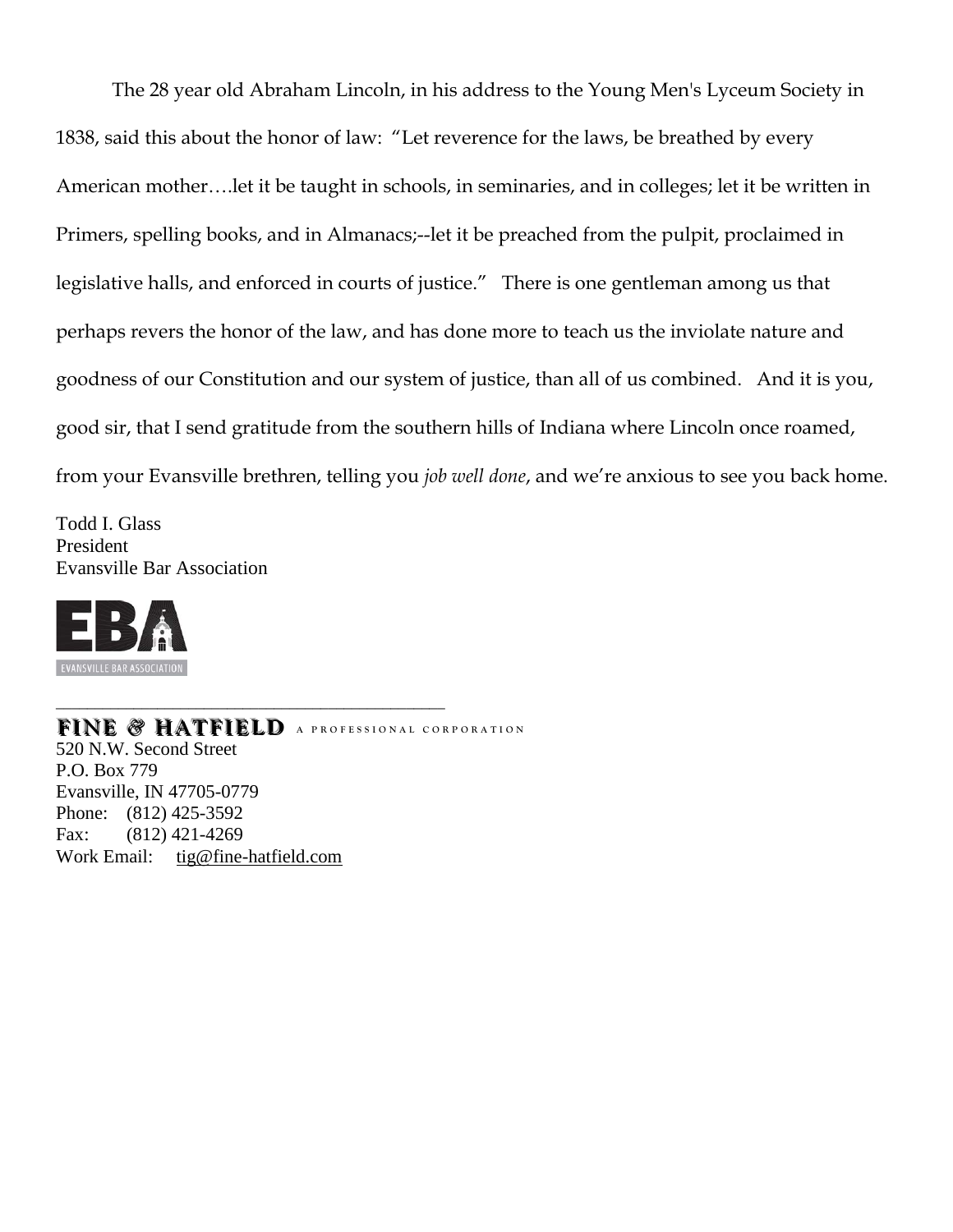The 28 year old Abraham Lincoln, in his address to the Young Men's Lyceum Society in 1838, said this about the honor of law: "Let reverence for the laws, be breathed by every American mother….let it be taught in schools, in seminaries, and in colleges; let it be written in Primers, spelling books, and in Almanacs;--let it be preached from the pulpit, proclaimed in legislative halls, and enforced in courts of justice." There is one gentleman among us that perhaps revers the honor of the law, and has done more to teach us the inviolate nature and goodness of our Constitution and our system of justice, than all of us combined. And it is you, good sir, that I send gratitude from the southern hills of Indiana where Lincoln once roamed, from your Evansville brethren, telling you *job well done*, and we're anxious to see you back home.

Todd I. Glass
President
Evansville Bar Association

EBA
EVANSVILLE BAR ASSOCIATION

---

**FINE & HATFIELD** A PROFESSIONAL CORPORATION
520 N.W. Second Street
P.O. Box 779
Evansville, IN 47705-0779
Phone: (812) 425-3592
Fax: (812) 421-4269
Work Email: tig@fine-hatfield.com